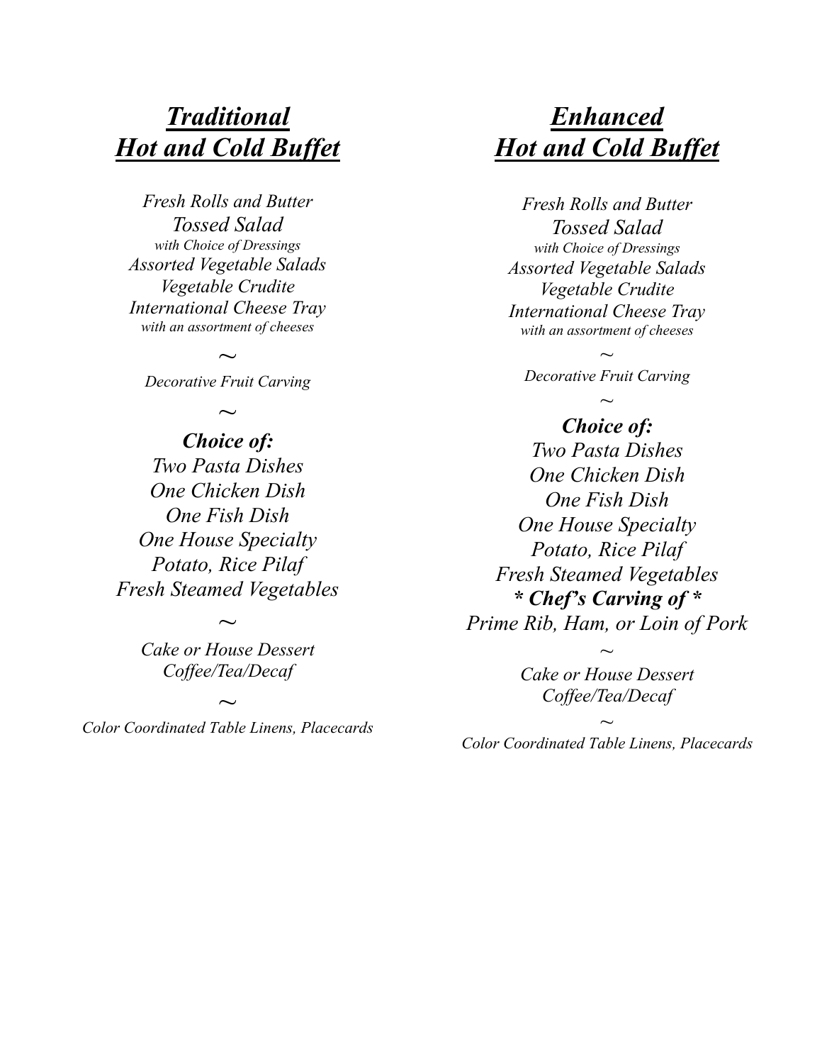## ***Traditional Hot and Cold Buffet***

*Fresh Rolls and Butter*
*Tossed Salad*
*with Choice of Dressings*
*Assorted Vegetable Salads*
*Vegetable Crudite*
*International Cheese Tray*
*with an assortment of cheeses*

~

*Decorative Fruit Carving*

~

***Choice of:***
*Two Pasta Dishes*
*One Chicken Dish*
*One Fish Dish*
*One House Specialty*
*Potato, Rice Pilaf*
*Fresh Steamed Vegetables*

~

*Cake or House Dessert*
*Coffee/Tea/Decaf*

~

*Color Coordinated Table Linens, Placecards*

## ***Enhanced Hot and Cold Buffet***

*Fresh Rolls and Butter*
*Tossed Salad*
*with Choice of Dressings*
*Assorted Vegetable Salads*
*Vegetable Crudite*
*International Cheese Tray*
*with an assortment of cheeses*

~

*Decorative Fruit Carving*

~

***Choice of:***
*Two Pasta Dishes*
*One Chicken Dish*
*One Fish Dish*
*One House Specialty*
*Potato, Rice Pilaf*
*Fresh Steamed Vegetables*
***\* Chef's Carving of \****
*Prime Rib, Ham, or Loin of Pork*

~

*Cake or House Dessert*
*Coffee/Tea/Decaf*

~

*Color Coordinated Table Linens, Placecards*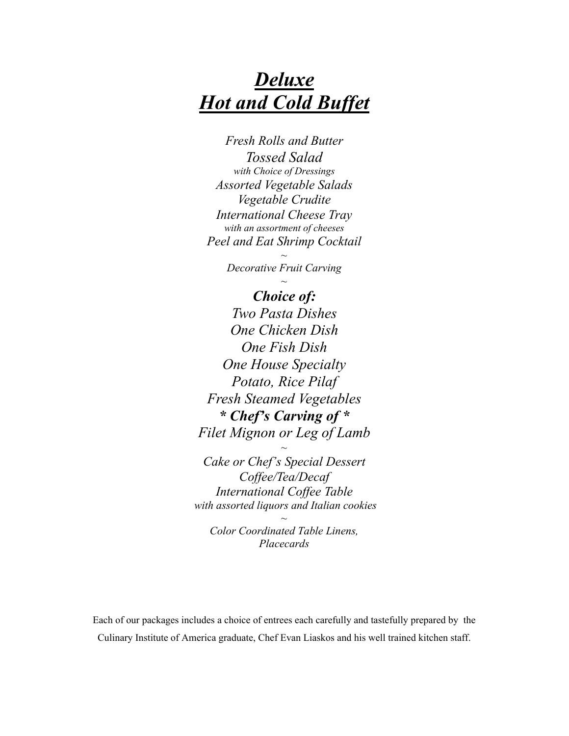# ***Deluxe***
# ***Hot and Cold Buffet***

*Fresh Rolls and Butter*
*Tossed Salad*
*with Choice of Dressings*
*Assorted Vegetable Salads*
*Vegetable Crudite*
*International Cheese Tray*
*with an assortment of cheeses*
*Peel and Eat Shrimp Cocktail*

~

*Decorative Fruit Carving*

~

***Choice of:***
*Two Pasta Dishes*
*One Chicken Dish*
*One Fish Dish*
*One House Specialty*
*Potato, Rice Pilaf*
*Fresh Steamed Vegetables*
***\* Chef's Carving of \****
*Filet Mignon or Leg of Lamb*

~

*Cake or Chef's Special Dessert*
*Coffee/Tea/Decaf*
*International Coffee Table*
*with assorted liquors and Italian cookies*

~

*Color Coordinated Table Linens,*
*Placecards*

Each of our packages includes a choice of entrees each carefully and tastefully prepared by the Culinary Institute of America graduate, Chef Evan Liaskos and his well trained kitchen staff.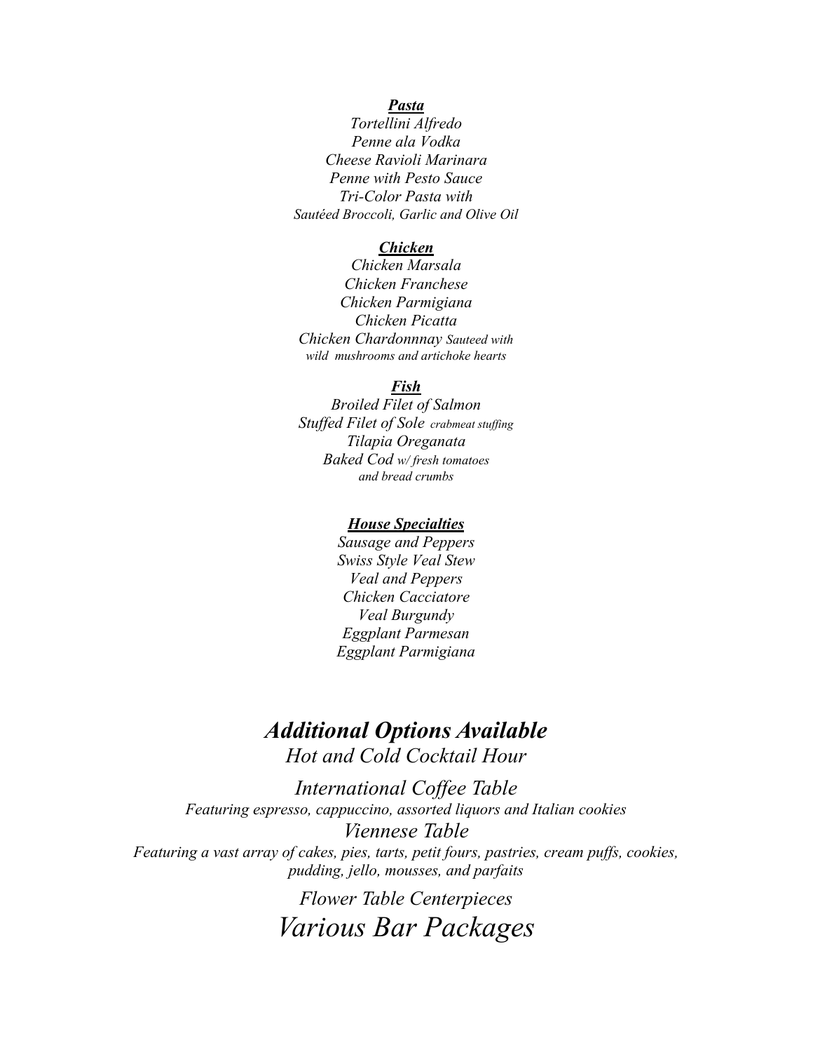***Pasta***

*Tortellini Alfredo*
*Penne ala Vodka*
*Cheese Ravioli Marinara*
*Penne with Pesto Sauce*
*Tri-Color Pasta with*
*Sautéed Broccoli, Garlic and Olive Oil*

***Chicken***

*Chicken Marsala*
*Chicken Franchese*
*Chicken Parmigiana*
*Chicken Picatta*
*Chicken Chardonnnay Sauteed with wild mushrooms and artichoke hearts*

***Fish***

*Broiled Filet of Salmon*
*Stuffed Filet of Sole crabmeat stuffing*
*Tilapia Oreganata*
*Baked Cod w/ fresh tomatoes and bread crumbs*

***House Specialties***

*Sausage and Peppers*
*Swiss Style Veal Stew*
*Veal and Peppers*
*Chicken Cacciatore*
*Veal Burgundy*
*Eggplant Parmesan*
*Eggplant Parmigiana*

## ***Additional Options Available***

*Hot and Cold Cocktail Hour*

*International Coffee Table*
*Featuring espresso, cappuccino, assorted liquors and Italian cookies*

*Viennese Table*
*Featuring a vast array of cakes, pies, tarts, petit fours, pastries, cream puffs, cookies, pudding, jello, mousses, and parfaits*

*Flower Table Centerpieces*

*Various Bar Packages*